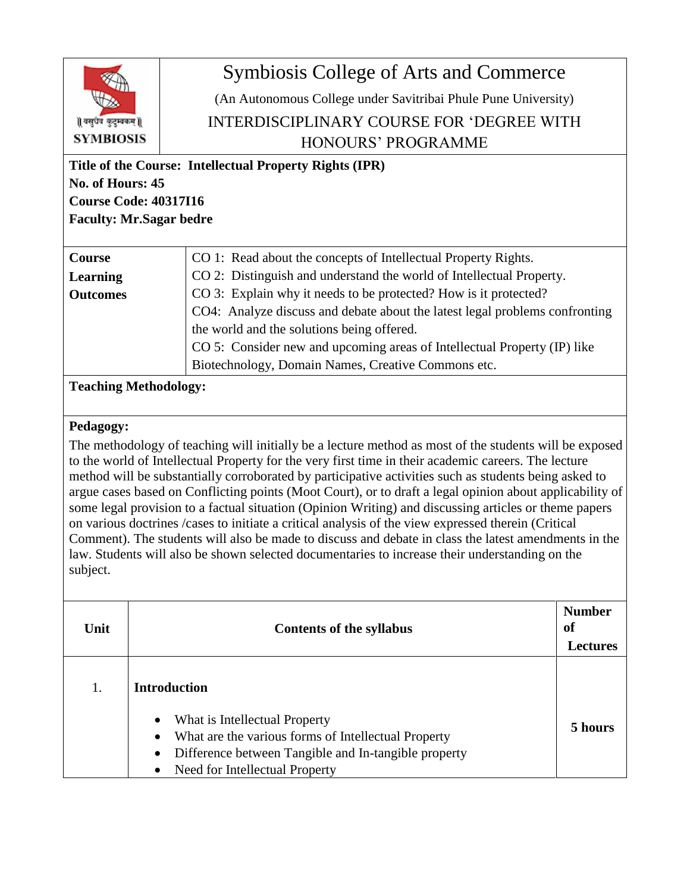# Symbiosis College of Arts and Commerce

(An Autonomous College under Savitribai Phule Pune University)

INTERDISCIPLINARY COURSE FOR 'DEGREE WITH HONOURS' PROGRAMME

**Title of the Course: Intellectual Property Rights (IPR)**
**No. of Hours: 45**
**Course Code: 40317I16**
**Faculty: Mr.Sagar bedre**

| **Course Learning Outcomes** | CO 1: Read about the concepts of Intellectual Property Rights.<br>CO 2: Distinguish and understand the world of Intellectual Property.<br>CO 3: Explain why it needs to be protected? How is it protected?<br>CO4: Analyze discuss and debate about the latest legal problems confronting the world and the solutions being offered.<br>CO 5: Consider new and upcoming areas of Intellectual Property (IP) like Biotechnology, Domain Names, Creative Commons etc. |
|---|---|

**Teaching Methodology:**

**Pedagogy:**

The methodology of teaching will initially be a lecture method as most of the students will be exposed to the world of Intellectual Property for the very first time in their academic careers. The lecture method will be substantially corroborated by participative activities such as students being asked to argue cases based on Conflicting points (Moot Court), or to draft a legal opinion about applicability of some legal provision to a factual situation (Opinion Writing) and discussing articles or theme papers on various doctrines /cases to initiate a critical analysis of the view expressed therein (Critical Comment). The students will also be made to discuss and debate in class the latest amendments in the law. Students will also be shown selected documentaries to increase their understanding on the subject.

| **Unit** | **Contents of the syllabus** | **Number of Lectures** |
|---|---|---|
| 1. | **Introduction**<br>• What is Intellectual Property<br>• What are the various forms of Intellectual Property<br>• Difference between Tangible and In-tangible property<br>• Need for Intellectual Property | **5 hours** |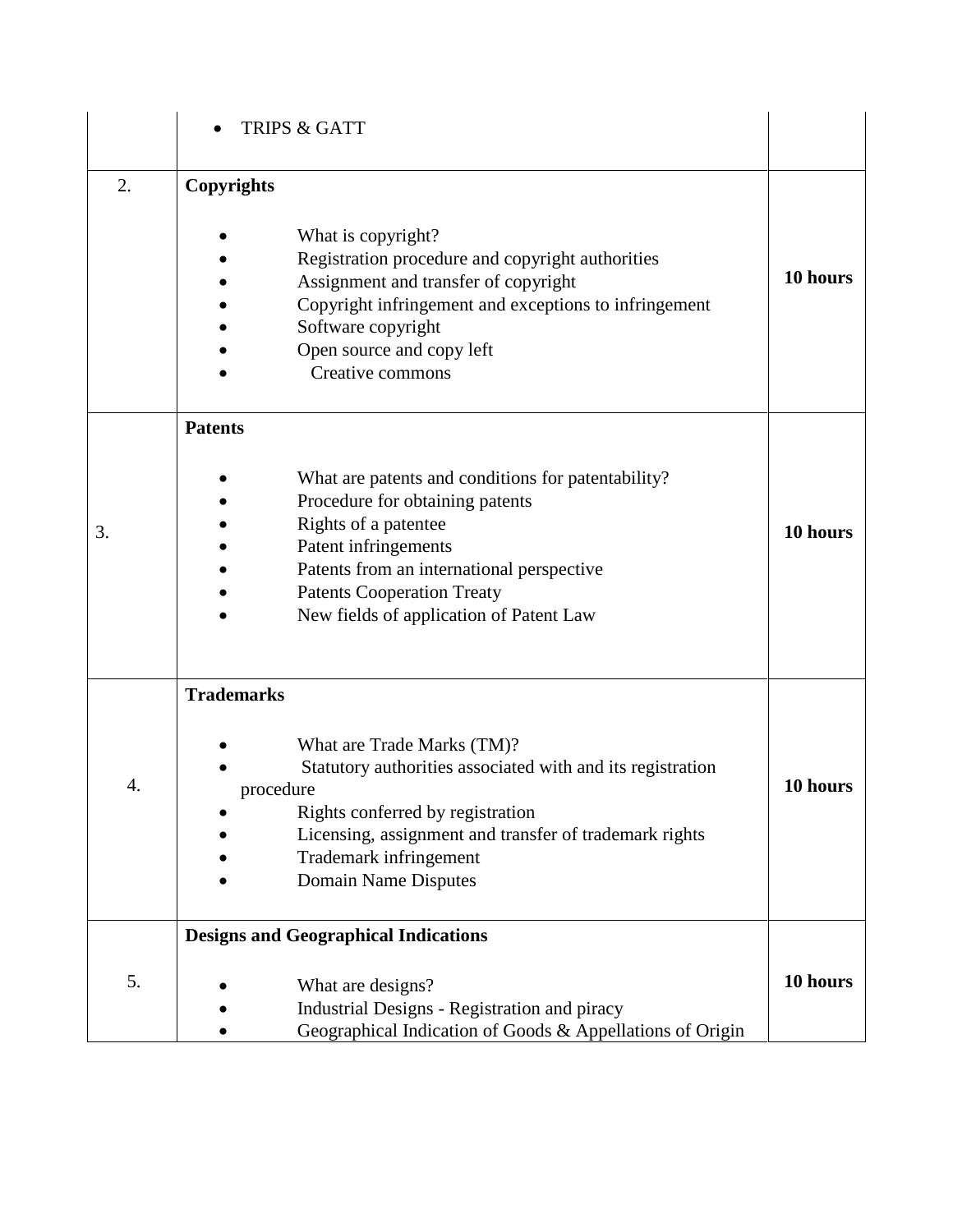| | | |
|---|---|---|
| | • TRIPS & GATT | |
| 2. | **Copyrights**<br><br>• What is copyright?<br>• Registration procedure and copyright authorities<br>• Assignment and transfer of copyright<br>• Copyright infringement and exceptions to infringement<br>• Software copyright<br>• Open source and copy left<br>• Creative commons | **10 hours** |
| 3. | **Patents**<br><br>• What are patents and conditions for patentability?<br>• Procedure for obtaining patents<br>• Rights of a patentee<br>• Patent infringements<br>• Patents from an international perspective<br>• Patents Cooperation Treaty<br>• New fields of application of Patent Law | **10 hours** |
| 4. | **Trademarks**<br><br>• What are Trade Marks (TM)?<br>• Statutory authorities associated with and its registration procedure<br>• Rights conferred by registration<br>• Licensing, assignment and transfer of trademark rights<br>• Trademark infringement<br>• Domain Name Disputes | **10 hours** |
| 5. | **Designs and Geographical Indications**<br><br>• What are designs?<br>• Industrial Designs - Registration and piracy<br>• Geographical Indication of Goods & Appellations of Origin | **10 hours** |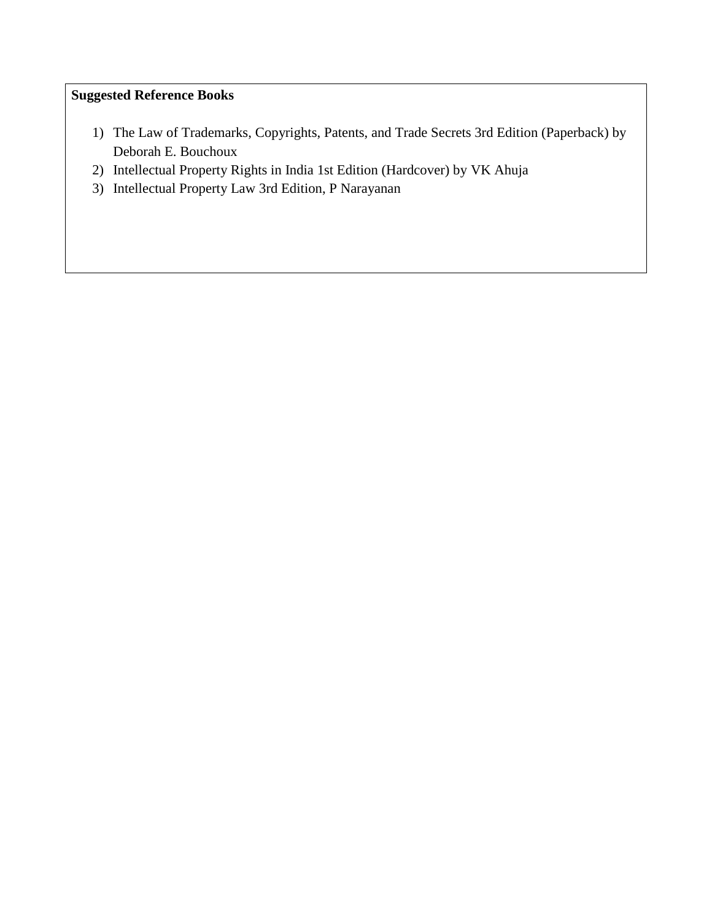**Suggested Reference Books**

1) The Law of Trademarks, Copyrights, Patents, and Trade Secrets 3rd Edition (Paperback) by Deborah E. Bouchoux
2) Intellectual Property Rights in India 1st Edition (Hardcover) by VK Ahuja
3) Intellectual Property Law 3rd Edition, P Narayanan